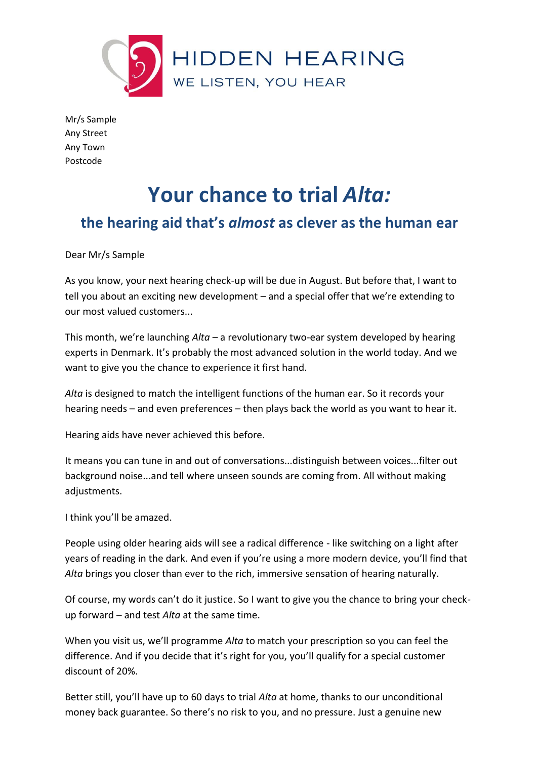HIDDEN HEARING
WE LISTEN, YOU HEAR

Mr/s Sample
Any Street
Any Town
Postcode

# Your chance to trial *Alta:*

## the hearing aid that's *almost* as clever as the human ear

Dear Mr/s Sample

As you know, your next hearing check-up will be due in August. But before that, I want to tell you about an exciting new development – and a special offer that we're extending to our most valued customers...

This month, we're launching *Alta* – a revolutionary two-ear system developed by hearing experts in Denmark. It's probably the most advanced solution in the world today. And we want to give you the chance to experience it first hand.

*Alta* is designed to match the intelligent functions of the human ear. So it records your hearing needs – and even preferences – then plays back the world as you want to hear it.

Hearing aids have never achieved this before.

It means you can tune in and out of conversations...distinguish between voices...filter out background noise...and tell where unseen sounds are coming from. All without making adjustments.

I think you'll be amazed.

People using older hearing aids will see a radical difference - like switching on a light after years of reading in the dark. And even if you're using a more modern device, you'll find that *Alta* brings you closer than ever to the rich, immersive sensation of hearing naturally.

Of course, my words can't do it justice. So I want to give you the chance to bring your check-up forward – and test *Alta* at the same time.

When you visit us, we'll programme *Alta* to match your prescription so you can feel the difference. And if you decide that it's right for you, you'll qualify for a special customer discount of 20%.

Better still, you'll have up to 60 days to trial *Alta* at home, thanks to our unconditional money back guarantee. So there's no risk to you, and no pressure. Just a genuine new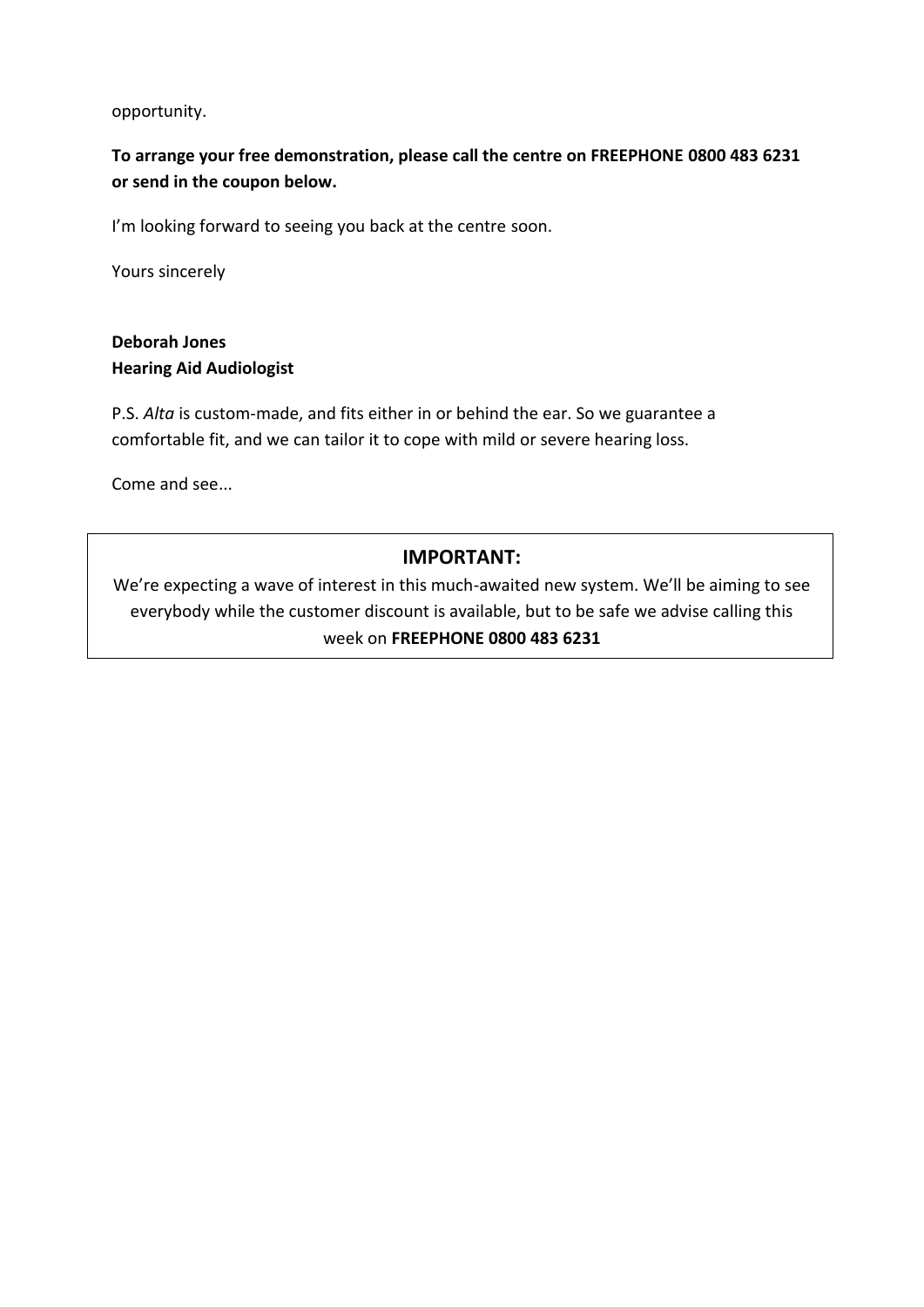opportunity.

**To arrange your free demonstration, please call the centre on FREEPHONE 0800 483 6231 or send in the coupon below.**

I'm looking forward to seeing you back at the centre soon.

Yours sincerely

**Deborah Jones**
**Hearing Aid Audiologist**

P.S. *Alta* is custom-made, and fits either in or behind the ear. So we guarantee a comfortable fit, and we can tailor it to cope with mild or severe hearing loss.

Come and see...

## IMPORTANT:

We're expecting a wave of interest in this much-awaited new system. We'll be aiming to see everybody while the customer discount is available, but to be safe we advise calling this week on **FREEPHONE 0800 483 6231**